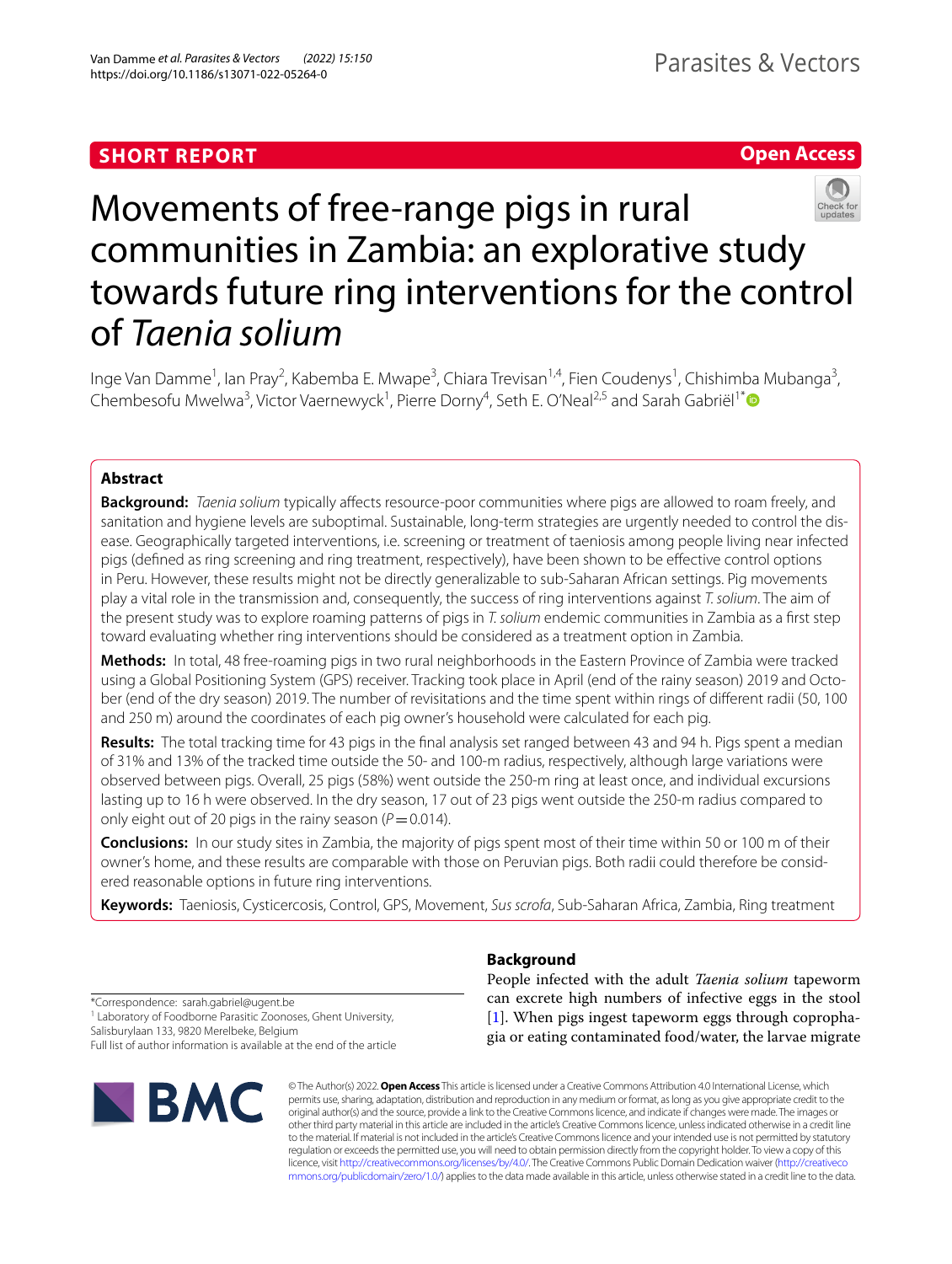SHORT REPORT

Open Access

# Movements of free-range pigs in rural communities in Zambia: an explorative study towards future ring interventions for the control of *Taenia solium*

Inge Van Damme[1], Ian Pray[2], Kabemba E. Mwape[3], Chiara Trevisan[1,4], Fien Coudenys[1], Chishimba Mubanga[3], Chembesofu Mwelwa[3], Victor Vaernewyck[1], Pierre Dorny[4], Seth E. O'Neal[2,5] and Sarah Gabriël[1*]

## Abstract

**Background:** *Taenia solium* typically affects resource-poor communities where pigs are allowed to roam freely, and sanitation and hygiene levels are suboptimal. Sustainable, long-term strategies are urgently needed to control the disease. Geographically targeted interventions, i.e. screening or treatment of taeniosis among people living near infected pigs (defined as ring screening and ring treatment, respectively), have been shown to be effective control options in Peru. However, these results might not be directly generalizable to sub-Saharan African settings. Pig movements play a vital role in the transmission and, consequently, the success of ring interventions against *T. solium*. The aim of the present study was to explore roaming patterns of pigs in *T. solium* endemic communities in Zambia as a first step toward evaluating whether ring interventions should be considered as a treatment option in Zambia.

**Methods:** In total, 48 free-roaming pigs in two rural neighborhoods in the Eastern Province of Zambia were tracked using a Global Positioning System (GPS) receiver. Tracking took place in April (end of the rainy season) 2019 and October (end of the dry season) 2019. The number of revisitations and the time spent within rings of different radii (50, 100 and 250 m) around the coordinates of each pig owner's household were calculated for each pig.

**Results:** The total tracking time for 43 pigs in the final analysis set ranged between 43 and 94 h. Pigs spent a median of 31% and 13% of the tracked time outside the 50- and 100-m radius, respectively, although large variations were observed between pigs. Overall, 25 pigs (58%) went outside the 250-m ring at least once, and individual excursions lasting up to 16 h were observed. In the dry season, 17 out of 23 pigs went outside the 250-m radius compared to only eight out of 20 pigs in the rainy season ($P = 0.014$).

**Conclusions:** In our study sites in Zambia, the majority of pigs spent most of their time within 50 or 100 m of their owner's home, and these results are comparable with those on Peruvian pigs. Both radii could therefore be considered reasonable options in future ring interventions.

**Keywords:** Taeniosis, Cysticercosis, Control, GPS, Movement, *Sus scrofa*, Sub-Saharan Africa, Zambia, Ring treatment

## Background

People infected with the adult *Taenia solium* tapeworm can excrete high numbers of infective eggs in the stool [1]. When pigs ingest tapeworm eggs through coprophagia or eating contaminated food/water, the larvae migrate

*Correspondence: sarah.gabriel@ugent.be
[1] Laboratory of Foodborne Parasitic Zoonoses, Ghent University, Salisburylaan 133, 9820 Merelbeke, Belgium
Full list of author information is available at the end of the article

© The Author(s) 2022. **Open Access** This article is licensed under a Creative Commons Attribution 4.0 International License, which permits use, sharing, adaptation, distribution and reproduction in any medium or format, as long as you give appropriate credit to the original author(s) and the source, provide a link to the Creative Commons licence, and indicate if changes were made. The images or other third party material in this article are included in the article's Creative Commons licence, unless indicated otherwise in a credit line to the material. If material is not included in the article's Creative Commons licence and your intended use is not permitted by statutory regulation or exceeds the permitted use, you will need to obtain permission directly from the copyright holder. To view a copy of this licence, visit http://creativecommons.org/licenses/by/4.0/. The Creative Commons Public Domain Dedication waiver (http://creativecommons.org/publicdomain/zero/1.0/) applies to the data made available in this article, unless otherwise stated in a credit line to the data.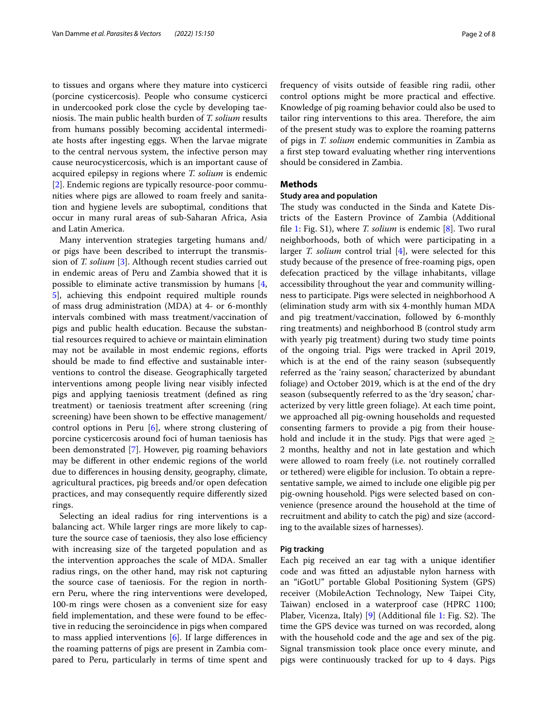to tissues and organs where they mature into cysticerci (porcine cysticercosis). People who consume cysticerci in undercooked pork close the cycle by developing taeniosis. The main public health burden of *T. solium* results from humans possibly becoming accidental intermediate hosts after ingesting eggs. When the larvae migrate to the central nervous system, the infective person may cause neurocysticercosis, which is an important cause of acquired epilepsy in regions where *T. solium* is endemic [2]. Endemic regions are typically resource-poor communities where pigs are allowed to roam freely and sanitation and hygiene levels are suboptimal, conditions that occur in many rural areas of sub-Saharan Africa, Asia and Latin America.

Many intervention strategies targeting humans and/or pigs have been described to interrupt the transmission of *T. solium* [3]. Although recent studies carried out in endemic areas of Peru and Zambia showed that it is possible to eliminate active transmission by humans [4, 5], achieving this endpoint required multiple rounds of mass drug administration (MDA) at 4- or 6-monthly intervals combined with mass treatment/vaccination of pigs and public health education. Because the substantial resources required to achieve or maintain elimination may not be available in most endemic regions, efforts should be made to find effective and sustainable interventions to control the disease. Geographically targeted interventions among people living near visibly infected pigs and applying taeniosis treatment (defined as ring treatment) or taeniosis treatment after screening (ring screening) have been shown to be effective management/control options in Peru [6], where strong clustering of porcine cysticercosis around foci of human taeniosis has been demonstrated [7]. However, pig roaming behaviors may be different in other endemic regions of the world due to differences in housing density, geography, climate, agricultural practices, pig breeds and/or open defecation practices, and may consequently require differently sized rings.

Selecting an ideal radius for ring interventions is a balancing act. While larger rings are more likely to capture the source case of taeniosis, they also lose efficiency with increasing size of the targeted population and as the intervention approaches the scale of MDA. Smaller radius rings, on the other hand, may risk not capturing the source case of taeniosis. For the region in northern Peru, where the ring interventions were developed, 100-m rings were chosen as a convenient size for easy field implementation, and these were found to be effective in reducing the seroincidence in pigs when compared to mass applied interventions [6]. If large differences in the roaming patterns of pigs are present in Zambia compared to Peru, particularly in terms of time spent and frequency of visits outside of feasible ring radii, other control options might be more practical and effective. Knowledge of pig roaming behavior could also be used to tailor ring interventions to this area. Therefore, the aim of the present study was to explore the roaming patterns of pigs in *T. solium* endemic communities in Zambia as a first step toward evaluating whether ring interventions should be considered in Zambia.

## Methods

### Study area and population

The study was conducted in the Sinda and Katete Districts of the Eastern Province of Zambia (Additional file 1: Fig. S1), where *T. solium* is endemic [8]. Two rural neighborhoods, both of which were participating in a larger *T. solium* control trial [4], were selected for this study because of the presence of free-roaming pigs, open defecation practiced by the village inhabitants, village accessibility throughout the year and community willingness to participate. Pigs were selected in neighborhood A (elimination study arm with six 4-monthly human MDA and pig treatment/vaccination, followed by 6-monthly ring treatments) and neighborhood B (control study arm with yearly pig treatment) during two study time points of the ongoing trial. Pigs were tracked in April 2019, which is at the end of the rainy season (subsequently referred as the 'rainy season,' characterized by abundant foliage) and October 2019, which is at the end of the dry season (subsequently referred to as the 'dry season,' characterized by very little green foliage). At each time point, we approached all pig-owning households and requested consenting farmers to provide a pig from their household and include it in the study. Pigs that were aged $\geq$ 2 months, healthy and not in late gestation and which were allowed to roam freely (i.e. not routinely corralled or tethered) were eligible for inclusion. To obtain a representative sample, we aimed to include one eligible pig per pig-owning household. Pigs were selected based on convenience (presence around the household at the time of recruitment and ability to catch the pig) and size (according to the available sizes of harnesses).

### Pig tracking

Each pig received an ear tag with a unique identifier code and was fitted an adjustable nylon harness with an "iGotU" portable Global Positioning System (GPS) receiver (MobileAction Technology, New Taipei City, Taiwan) enclosed in a waterproof case (HPRC 1100; Plaber, Vicenza, Italy) [9] (Additional file 1: Fig. S2). The time the GPS device was turned on was recorded, along with the household code and the age and sex of the pig. Signal transmission took place once every minute, and pigs were continuously tracked for up to 4 days. Pigs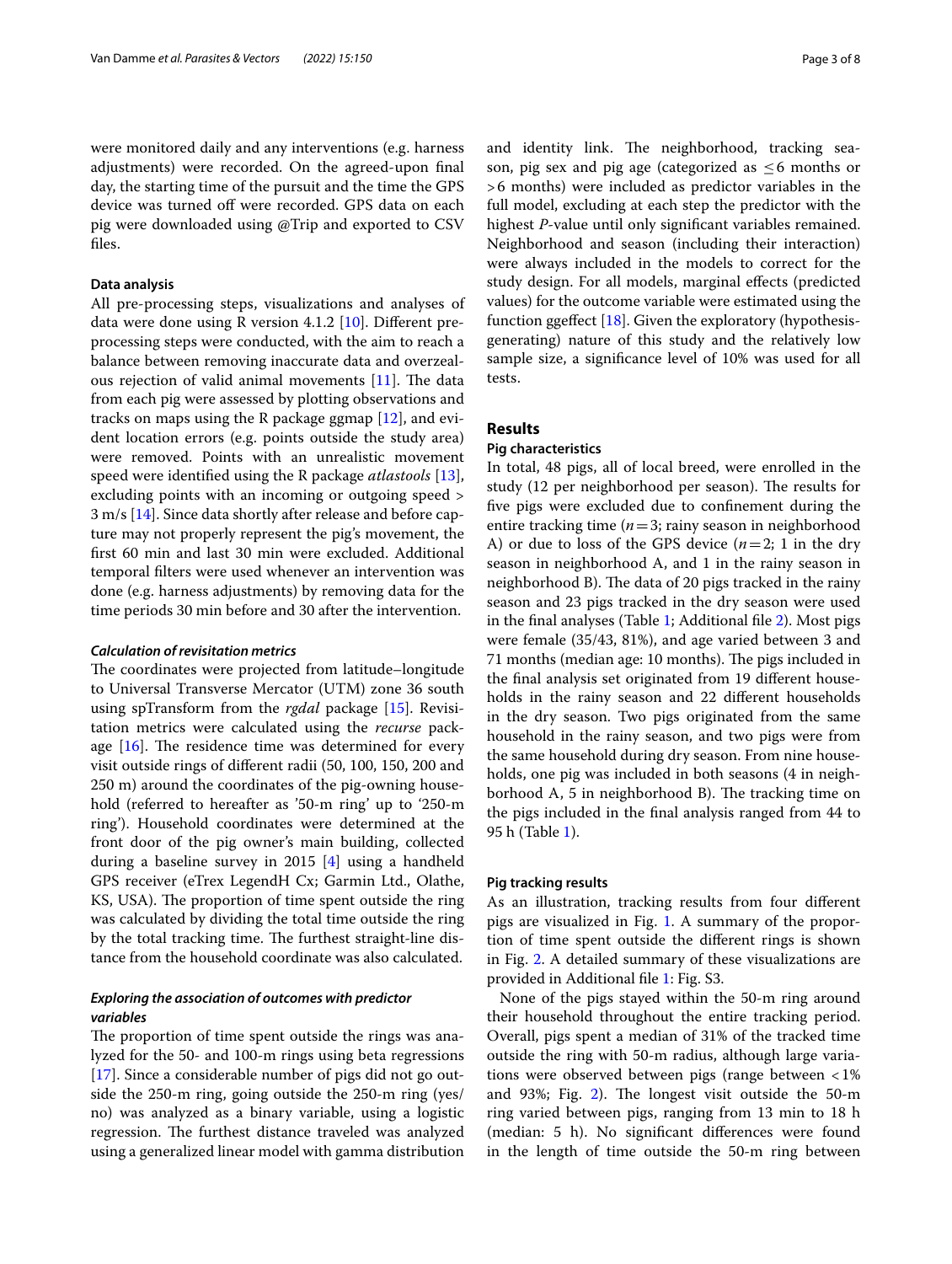were monitored daily and any interventions (e.g. harness adjustments) were recorded. On the agreed-upon final day, the starting time of the pursuit and the time the GPS device was turned off were recorded. GPS data on each pig were downloaded using @Trip and exported to CSV files.

### Data analysis

All pre-processing steps, visualizations and analyses of data were done using R version 4.1.2 [10]. Different pre-processing steps were conducted, with the aim to reach a balance between removing inaccurate data and overzealous rejection of valid animal movements [11]. The data from each pig were assessed by plotting observations and tracks on maps using the R package ggmap [12], and evident location errors (e.g. points outside the study area) were removed. Points with an unrealistic movement speed were identified using the R package *atlastools* [13], excluding points with an incoming or outgoing speed > 3 m/s [14]. Since data shortly after release and before capture may not properly represent the pig's movement, the first 60 min and last 30 min were excluded. Additional temporal filters were used whenever an intervention was done (e.g. harness adjustments) by removing data for the time periods 30 min before and 30 after the intervention.

#### *Calculation of revisitation metrics*

The coordinates were projected from latitude–longitude to Universal Transverse Mercator (UTM) zone 36 south using spTransform from the *rgdal* package [15]. Revisitation metrics were calculated using the *recurse* package [16]. The residence time was determined for every visit outside rings of different radii (50, 100, 150, 200 and 250 m) around the coordinates of the pig-owning household (referred to hereafter as '50-m ring' up to '250-m ring'). Household coordinates were determined at the front door of the pig owner's main building, collected during a baseline survey in 2015 [4] using a handheld GPS receiver (eTrex LegendH Cx; Garmin Ltd., Olathe, KS, USA). The proportion of time spent outside the ring was calculated by dividing the total time outside the ring by the total tracking time. The furthest straight-line distance from the household coordinate was also calculated.

#### *Exploring the association of outcomes with predictor variables*

The proportion of time spent outside the rings was analyzed for the 50- and 100-m rings using beta regressions [17]. Since a considerable number of pigs did not go outside the 250-m ring, going outside the 250-m ring (yes/no) was analyzed as a binary variable, using a logistic regression. The furthest distance traveled was analyzed using a generalized linear model with gamma distribution and identity link. The neighborhood, tracking season, pig sex and pig age (categorized as $\leq 6$ months or $> 6$ months) were included as predictor variables in the full model, excluding at each step the predictor with the highest *P*-value until only significant variables remained. Neighborhood and season (including their interaction) were always included in the models to correct for the study design. For all models, marginal effects (predicted values) for the outcome variable were estimated using the function ggeffect [18]. Given the exploratory (hypothesis-generating) nature of this study and the relatively low sample size, a significance level of 10% was used for all tests.

## Results

### Pig characteristics

In total, 48 pigs, all of local breed, were enrolled in the study (12 per neighborhood per season). The results for five pigs were excluded due to confinement during the entire tracking time ($n = 3$; rainy season in neighborhood A) or due to loss of the GPS device ($n = 2$; 1 in the dry season in neighborhood A, and 1 in the rainy season in neighborhood B). The data of 20 pigs tracked in the rainy season and 23 pigs tracked in the dry season were used in the final analyses (Table 1; Additional file 2). Most pigs were female (35/43, 81%), and age varied between 3 and 71 months (median age: 10 months). The pigs included in the final analysis set originated from 19 different households in the rainy season and 22 different households in the dry season. Two pigs originated from the same household in the rainy season, and two pigs were from the same household during dry season. From nine households, one pig was included in both seasons (4 in neighborhood A, 5 in neighborhood B). The tracking time on the pigs included in the final analysis ranged from 44 to 95 h (Table 1).

### Pig tracking results

As an illustration, tracking results from four different pigs are visualized in Fig. 1. A summary of the proportion of time spent outside the different rings is shown in Fig. 2. A detailed summary of these visualizations are provided in Additional file 1: Fig. S3.

None of the pigs stayed within the 50-m ring around their household throughout the entire tracking period. Overall, pigs spent a median of 31% of the tracked time outside the ring with 50-m radius, although large variations were observed between pigs (range between < 1% and 93%; Fig. 2). The longest visit outside the 50-m ring varied between pigs, ranging from 13 min to 18 h (median: 5 h). No significant differences were found in the length of time outside the 50-m ring between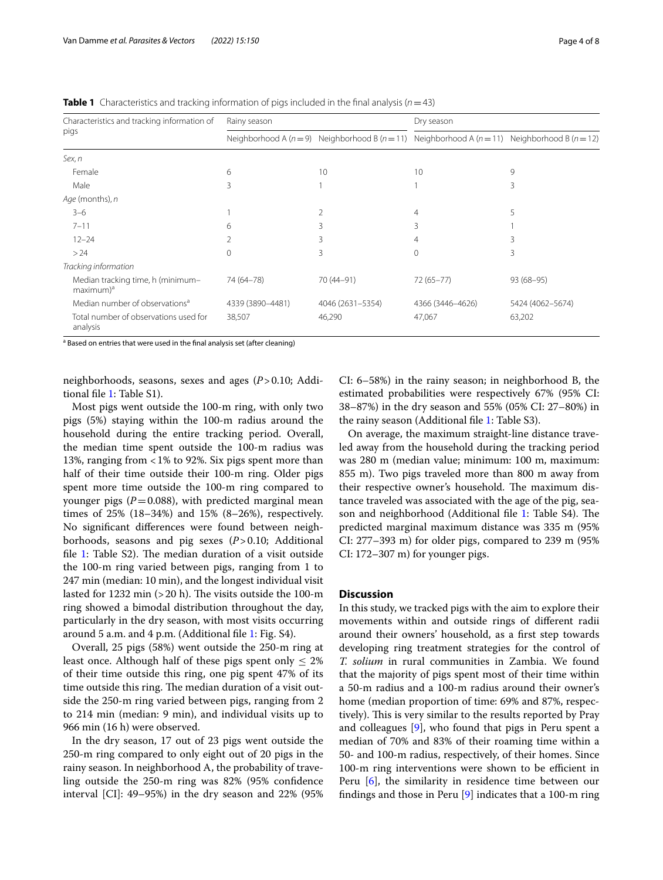**Table 1** Characteristics and tracking information of pigs included in the final analysis ($n = 43$)

| Characteristics and tracking information of pigs | Rainy season | | Dry season | |
|---|---|---|---|---|
| | Neighborhood A ($n = 9$) | Neighborhood B ($n = 11$) | Neighborhood A ($n = 11$) | Neighborhood B ($n = 12$) |
| *Sex, n* | | | | |
| Female | 6 | 10 | 10 | 9 |
| Male | 3 | 1 | 1 | 3 |
| *Age* (months), *n* | | | | |
| 3–6 | 1 | 2 | 4 | 5 |
| 7–11 | 6 | 3 | 3 | 1 |
| 12–24 | 2 | 3 | 4 | 3 |
| > 24 | 0 | 3 | 0 | 3 |
| *Tracking information* | | | | |
| Median tracking time, h (minimum–maximum)[a] | 74 (64–78) | 70 (44–91) | 72 (65–77) | 93 (68–95) |
| Median number of observations[a] | 4339 (3890–4481) | 4046 (2631–5354) | 4366 (3446–4626) | 5424 (4062–5674) |
| Total number of observations used for analysis | 38,507 | 46,290 | 47,067 | 63,202 |

[a] Based on entries that were used in the final analysis set (after cleaning)

neighborhoods, seasons, sexes and ages ($P > 0.10$; Additional file 1: Table S1).

Most pigs went outside the 100-m ring, with only two pigs (5%) staying within the 100-m radius around the household during the entire tracking period. Overall, the median time spent outside the 100-m radius was 13%, ranging from < 1% to 92%. Six pigs spent more than half of their time outside their 100-m ring. Older pigs spent more time outside the 100-m ring compared to younger pigs ($P = 0.088$), with predicted marginal mean times of 25% (18–34%) and 15% (8–26%), respectively. No significant differences were found between neighborhoods, seasons and pig sexes ($P > 0.10$; Additional file 1: Table S2). The median duration of a visit outside the 100-m ring varied between pigs, ranging from 1 to 247 min (median: 10 min), and the longest individual visit lasted for 1232 min (> 20 h). The visits outside the 100-m ring showed a bimodal distribution throughout the day, particularly in the dry season, with most visits occurring around 5 a.m. and 4 p.m. (Additional file 1: Fig. S4).

Overall, 25 pigs (58%) went outside the 250-m ring at least once. Although half of these pigs spent only ≤ 2% of their time outside this ring, one pig spent 47% of its time outside this ring. The median duration of a visit outside the 250-m ring varied between pigs, ranging from 2 to 214 min (median: 9 min), and individual visits up to 966 min (16 h) were observed.

In the dry season, 17 out of 23 pigs went outside the 250-m ring compared to only eight out of 20 pigs in the rainy season. In neighborhood A, the probability of traveling outside the 250-m ring was 82% (95% confidence interval [CI]: 49–95%) in the dry season and 22% (95% CI: 6–58%) in the rainy season; in neighborhood B, the estimated probabilities were respectively 67% (95% CI: 38–87%) in the dry season and 55% (05% CI: 27–80%) in the rainy season (Additional file 1: Table S3).

On average, the maximum straight-line distance traveled away from the household during the tracking period was 280 m (median value; minimum: 100 m, maximum: 855 m). Two pigs traveled more than 800 m away from their respective owner's household. The maximum distance traveled was associated with the age of the pig, season and neighborhood (Additional file 1: Table S4). The predicted marginal maximum distance was 335 m (95% CI: 277–393 m) for older pigs, compared to 239 m (95% CI: 172–307 m) for younger pigs.

## Discussion

In this study, we tracked pigs with the aim to explore their movements within and outside rings of different radii around their owners' household, as a first step towards developing ring treatment strategies for the control of *T. solium* in rural communities in Zambia. We found that the majority of pigs spent most of their time within a 50-m radius and a 100-m radius around their owner's home (median proportion of time: 69% and 87%, respectively). This is very similar to the results reported by Pray and colleagues [9], who found that pigs in Peru spent a median of 70% and 83% of their roaming time within a 50- and 100-m radius, respectively, of their homes. Since 100-m ring interventions were shown to be efficient in Peru [6], the similarity in residence time between our findings and those in Peru [9] indicates that a 100-m ring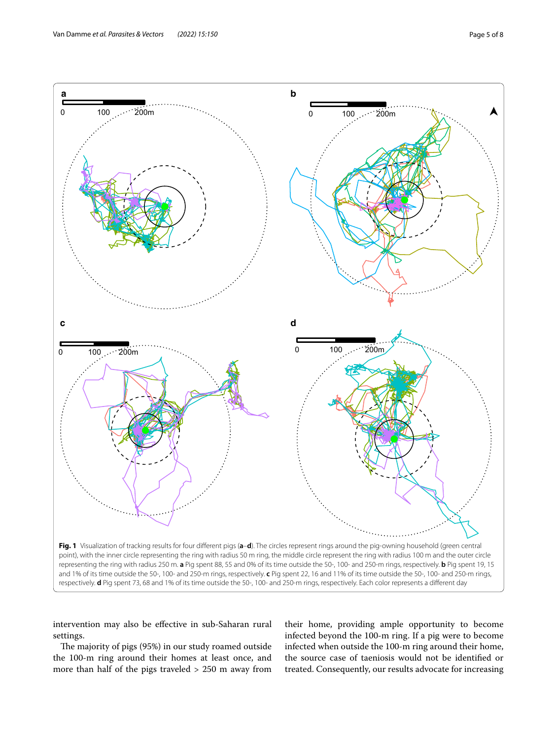**Fig. 1** Visualization of tracking results for four different pigs (**a**–**d**). The circles represent rings around the pig-owning household (green central point), with the inner circle representing the ring with radius 50 m ring, the middle circle represent the ring with radius 100 m and the outer circle representing the ring with radius 250 m. **a** Pig spent 88, 55 and 0% of its time outside the 50-, 100- and 250-m rings, respectively. **b** Pig spent 19, 15 and 1% of its time outside the 50-, 100- and 250-m rings, respectively. **c** Pig spent 22, 16 and 11% of its time outside the 50-, 100- and 250-m rings, respectively. **d** Pig spent 73, 68 and 1% of its time outside the 50-, 100- and 250-m rings, respectively. Each color represents a different day

intervention may also be effective in sub-Saharan rural settings.

The majority of pigs (95%) in our study roamed outside the 100-m ring around their homes at least once, and more than half of the pigs traveled > 250 m away from their home, providing ample opportunity to become infected beyond the 100-m ring. If a pig were to become infected when outside the 100-m ring around their home, the source case of taeniosis would not be identified or treated. Consequently, our results advocate for increasing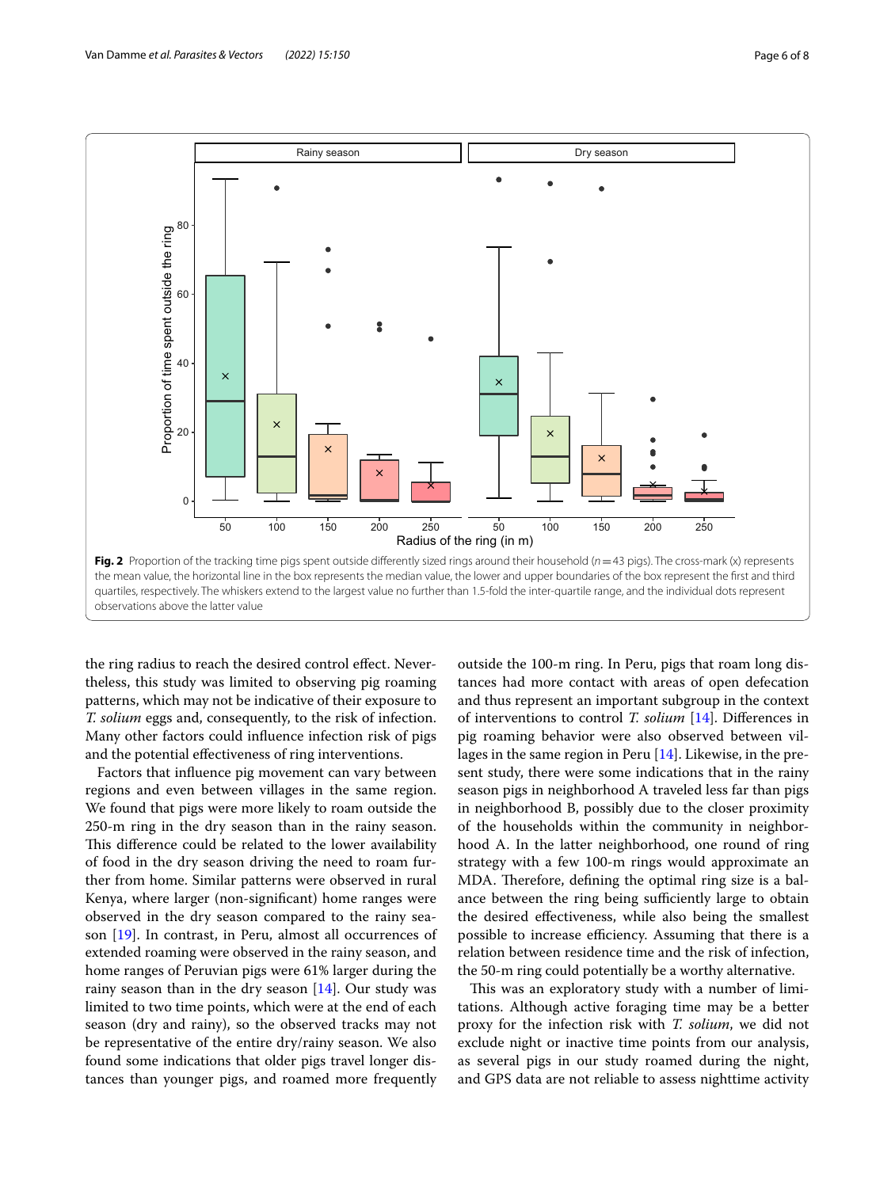**Fig. 2** Proportion of the tracking time pigs spent outside differently sized rings around their household ($n = 43$ pigs). The cross-mark (x) represents the mean value, the horizontal line in the box represents the median value, the lower and upper boundaries of the box represent the first and third quartiles, respectively. The whiskers extend to the largest value no further than 1.5-fold the inter-quartile range, and the individual dots represent observations above the latter value

the ring radius to reach the desired control effect. Nevertheless, this study was limited to observing pig roaming patterns, which may not be indicative of their exposure to *T. solium* eggs and, consequently, to the risk of infection. Many other factors could influence infection risk of pigs and the potential effectiveness of ring interventions.

Factors that influence pig movement can vary between regions and even between villages in the same region. We found that pigs were more likely to roam outside the 250-m ring in the dry season than in the rainy season. This difference could be related to the lower availability of food in the dry season driving the need to roam further from home. Similar patterns were observed in rural Kenya, where larger (non-significant) home ranges were observed in the dry season compared to the rainy season [19]. In contrast, in Peru, almost all occurrences of extended roaming were observed in the rainy season, and home ranges of Peruvian pigs were 61% larger during the rainy season than in the dry season [14]. Our study was limited to two time points, which were at the end of each season (dry and rainy), so the observed tracks may not be representative of the entire dry/rainy season. We also found some indications that older pigs travel longer distances than younger pigs, and roamed more frequently outside the 100-m ring. In Peru, pigs that roam long distances had more contact with areas of open defecation and thus represent an important subgroup in the context of interventions to control *T. solium* [14]. Differences in pig roaming behavior were also observed between villages in the same region in Peru [14]. Likewise, in the present study, there were some indications that in the rainy season pigs in neighborhood A traveled less far than pigs in neighborhood B, possibly due to the closer proximity of the households within the community in neighborhood A. In the latter neighborhood, one round of ring strategy with a few 100-m rings would approximate an MDA. Therefore, defining the optimal ring size is a balance between the ring being sufficiently large to obtain the desired effectiveness, while also being the smallest possible to increase efficiency. Assuming that there is a relation between residence time and the risk of infection, the 50-m ring could potentially be a worthy alternative.

This was an exploratory study with a number of limitations. Although active foraging time may be a better proxy for the infection risk with *T. solium*, we did not exclude night or inactive time points from our analysis, as several pigs in our study roamed during the night, and GPS data are not reliable to assess nighttime activity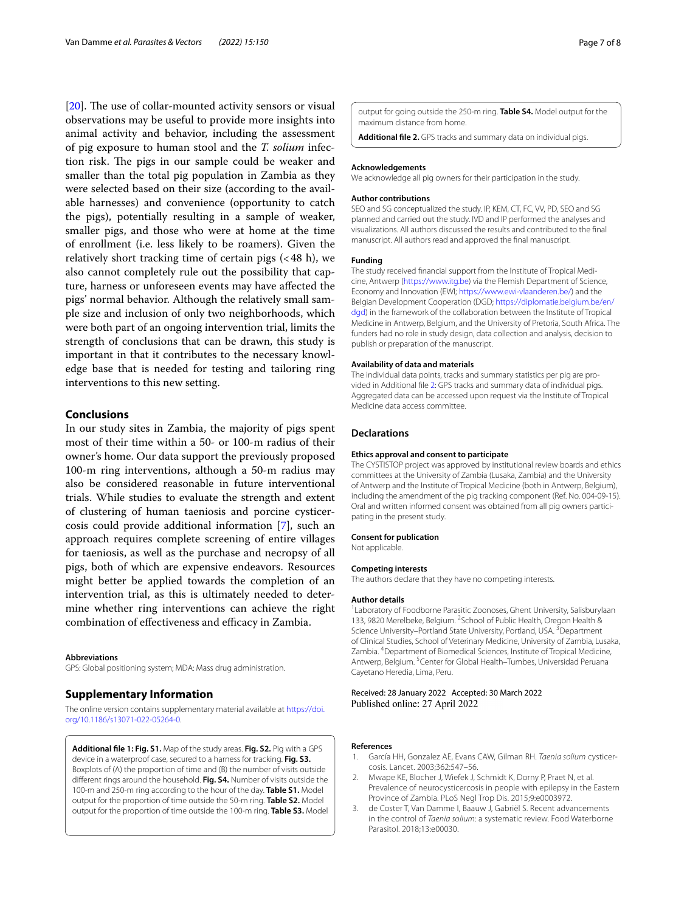[20]. The use of collar-mounted activity sensors or visual observations may be useful to provide more insights into animal activity and behavior, including the assessment of pig exposure to human stool and the *T. solium* infection risk. The pigs in our sample could be weaker and smaller than the total pig population in Zambia as they were selected based on their size (according to the available harnesses) and convenience (opportunity to catch the pigs), potentially resulting in a sample of weaker, smaller pigs, and those who were at home at the time of enrollment (i.e. less likely to be roamers). Given the relatively short tracking time of certain pigs (< 48 h), we also cannot completely rule out the possibility that capture, harness or unforeseen events may have affected the pigs' normal behavior. Although the relatively small sample size and inclusion of only two neighborhoods, which were both part of an ongoing intervention trial, limits the strength of conclusions that can be drawn, this study is important in that it contributes to the necessary knowledge base that is needed for testing and tailoring ring interventions to this new setting.

## Conclusions

In our study sites in Zambia, the majority of pigs spent most of their time within a 50- or 100-m radius of their owner's home. Our data support the previously proposed 100-m ring interventions, although a 50-m radius may also be considered reasonable in future interventional trials. While studies to evaluate the strength and extent of clustering of human taeniosis and porcine cysticercosis could provide additional information [7], such an approach requires complete screening of entire villages for taeniosis, as well as the purchase and necropsy of all pigs, both of which are expensive endeavors. Resources might better be applied towards the completion of an intervention trial, as this is ultimately needed to determine whether ring interventions can achieve the right combination of effectiveness and efficacy in Zambia.

#### Abbreviations

GPS: Global positioning system; MDA: Mass drug administration.

## Supplementary Information

The online version contains supplementary material available at https://doi.org/10.1186/s13071-022-05264-0.

**Additional file 1: Fig. S1.** Map of the study areas. **Fig. S2.** Pig with a GPS device in a waterproof case, secured to a harness for tracking. **Fig. S3.** Boxplots of (A) the proportion of time and (B) the number of visits outside different rings around the household. **Fig. S4.** Number of visits outside the 100-m and 250-m ring according to the hour of the day. **Table S1.** Model output for the proportion of time outside the 50-m ring. **Table S2.** Model output for the proportion of time outside the 100-m ring. **Table S3.** Model output for going outside the 250-m ring. **Table S4.** Model output for the maximum distance from home.

**Additional file 2.** GPS tracks and summary data on individual pigs.

#### Acknowledgements

We acknowledge all pig owners for their participation in the study.

#### Author contributions

SEO and SG conceptualized the study. IP, KEM, CT, FC, VV, PD, SEO and SG planned and carried out the study. IVD and IP performed the analyses and visualizations. All authors discussed the results and contributed to the final manuscript. All authors read and approved the final manuscript.

#### Funding

The study received financial support from the Institute of Tropical Medicine, Antwerp (https://www.itg.be) via the Flemish Department of Science, Economy and Innovation (EWI; https://www.ewi-vlaanderen.be/) and the Belgian Development Cooperation (DGD; https://diplomatie.belgium.be/en/dgd) in the framework of the collaboration between the Institute of Tropical Medicine in Antwerp, Belgium, and the University of Pretoria, South Africa. The funders had no role in study design, data collection and analysis, decision to publish or preparation of the manuscript.

#### Availability of data and materials

The individual data points, tracks and summary statistics per pig are provided in Additional file 2: GPS tracks and summary data of individual pigs. Aggregated data can be accessed upon request via the Institute of Tropical Medicine data access committee.

## Declarations

#### Ethics approval and consent to participate

The CYSTISTOP project was approved by institutional review boards and ethics committees at the University of Zambia (Lusaka, Zambia) and the University of Antwerp and the Institute of Tropical Medicine (both in Antwerp, Belgium), including the amendment of the pig tracking component (Ref. No. 004-09-15). Oral and written informed consent was obtained from all pig owners participating in the present study.

#### Consent for publication

Not applicable.

#### Competing interests

The authors declare that they have no competing interests.

#### Author details

[1] Laboratory of Foodborne Parasitic Zoonoses, Ghent University, Salisburylaan 133, 9820 Merelbeke, Belgium. [2] School of Public Health, Oregon Health & Science University–Portland State University, Portland, USA. [3] Department of Clinical Studies, School of Veterinary Medicine, University of Zambia, Lusaka, Zambia. [4] Department of Biomedical Sciences, Institute of Tropical Medicine, Antwerp, Belgium. [5] Center for Global Health–Tumbes, Universidad Peruana Cayetano Heredia, Lima, Peru.

Received: 28 January 2022 Accepted: 30 March 2022
Published online: 27 April 2022

#### References

1. García HH, Gonzalez AE, Evans CAW, Gilman RH. *Taenia solium* cysticercosis. Lancet. 2003;362:547–56.
2. Mwape KE, Blocher J, Wiefek J, Schmidt K, Dorny P, Praet N, et al. Prevalence of neurocysticercosis in people with epilepsy in the Eastern Province of Zambia. PLoS Negl Trop Dis. 2015;9:e0003972.
3. de Coster T, Van Damme I, Baauw J, Gabriël S. Recent advancements in the control of *Taenia solium*: a systematic review. Food Waterborne Parasitol. 2018;13:e00030.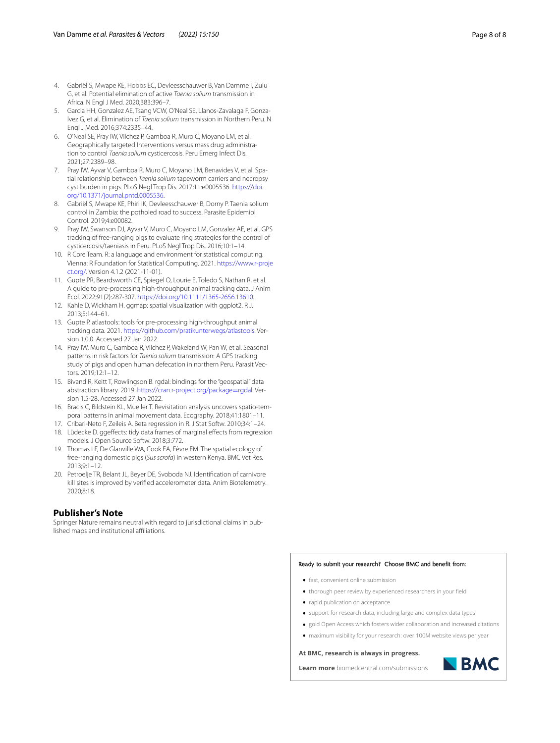4. Gabriël S, Mwape KE, Hobbs EC, Devleesschauwer B, Van Damme I, Zulu G, et al. Potential elimination of active *Taenia solium* transmission in Africa. N Engl J Med. 2020;383:396–7.
5. Garcia HH, Gonzalez AE, Tsang VCW, O'Neal SE, Llanos-Zavalaga F, Gonzalez G, et al. Elimination of *Taenia solium* transmission in Northern Peru. N Engl J Med. 2016;374:2335–44.
6. O'Neal SE, Pray IW, Vilchez P, Gamboa R, Muro C, Moyano LM, et al. Geographically targeted Interventions versus mass drug administration to control *Taenia solium* cysticercosis. Peru Emerg Infect Dis. 2021;27:2389–98.
7. Pray IW, Ayvar V, Gamboa R, Muro C, Moyano LM, Benavides V, et al. Spatial relationship between *Taenia solium* tapeworm carriers and necropsy cyst burden in pigs. PLoS Negl Trop Dis. 2017;11:e0005536. https://doi.org/10.1371/journal.pntd.0005536.
8. Gabriël S, Mwape KE, Phiri IK, Devleesschauwer B, Dorny P. Taenia solium control in Zambia: the potholed road to success. Parasite Epidemiol Control. 2019;4:e00082.
9. Pray IW, Swanson DJ, Ayvar V, Muro C, Moyano LM, Gonzalez AE, et al. GPS tracking of free-ranging pigs to evaluate ring strategies for the control of cysticercosis/taeniasis in Peru. PLoS Negl Trop Dis. 2016;10:1–14.
10. R Core Team. R: a language and environment for statistical computing. Vienna: R Foundation for Statistical Computing. 2021. https://www.r-project.org/. Version 4.1.2 (2021-11-01).
11. Gupte PR, Beardsworth CE, Spiegel O, Lourie E, Toledo S, Nathan R, et al. A guide to pre-processing high-throughput animal tracking data. J Anim Ecol. 2022;91(2):287-307. https://doi.org/10.1111/1365-2656.13610.
12. Kahle D, Wickham H. ggmap: spatial visualization with ggplot2. R J. 2013;5:144–61.
13. Gupte P. atlastools: tools for pre-processing high-throughput animal tracking data. 2021. https://github.com/pratikunterwegs/atlastools. Version 1.0.0. Accessed 27 Jan 2022.
14. Pray IW, Muro C, Gamboa R, Vilchez P, Wakeland W, Pan W, et al. Seasonal patterns in risk factors for *Taenia solium* transmission: A GPS tracking study of pigs and open human defecation in northern Peru. Parasit Vectors. 2019;12:1–12.
15. Bivand R, Keitt T, Rowlingson B. rgdal: bindings for the "geospatial" data abstraction library. 2019. https://cran.r-project.org/package=rgdal. Version 1.5-28. Accessed 27 Jan 2022.
16. Bracis C, Bildstein KL, Mueller T. Revisitation analysis uncovers spatio-temporal patterns in animal movement data. Ecography. 2018;41:1801–11.
17. Cribari-Neto F, Zeileis A. Beta regression in R. J Stat Softw. 2010;34:1–24.
18. Lüdecke D. ggeffects: tidy data frames of marginal effects from regression models. J Open Source Softw. 2018;3:772.
19. Thomas LF, De Glanville WA, Cook EA, Fèvre EM. The spatial ecology of free-ranging domestic pigs (*Sus scrofa*) in western Kenya. BMC Vet Res. 2013;9:1–12.
20. Petroelje TR, Belant JL, Beyer DE, Svoboda NJ. Identification of carnivore kill sites is improved by verified accelerometer data. Anim Biotelemetry. 2020;8:18.

## Publisher's Note

Springer Nature remains neutral with regard to jurisdictional claims in published maps and institutional affiliations.

Ready to submit your research? Choose BMC and benefit from:

- fast, convenient online submission
- thorough peer review by experienced researchers in your field
- rapid publication on acceptance
- support for research data, including large and complex data types
- gold Open Access which fosters wider collaboration and increased citations
- maximum visibility for your research: over 100M website views per year

**At BMC, research is always in progress.**

**Learn more** biomedcentral.com/submissions

BMC